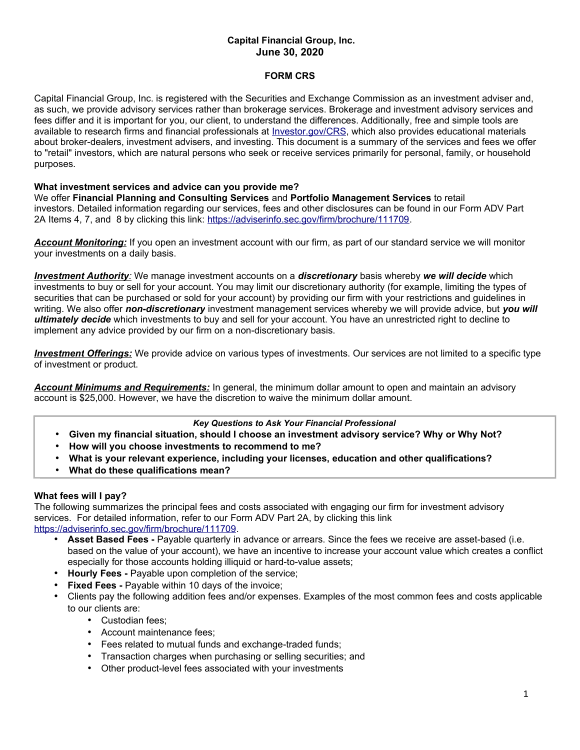**Capital Financial Group, Inc.**
**June 30, 2020**

**FORM CRS**

Capital Financial Group, Inc. is registered with the Securities and Exchange Commission as an investment adviser and, as such, we provide advisory services rather than brokerage services. Brokerage and investment advisory services and fees differ and it is important for you, our client, to understand the differences. Additionally, free and simple tools are available to research firms and financial professionals at [Investor.gov/CRS](Investor.gov/CRS), which also provides educational materials about broker-dealers, investment advisers, and investing. This document is a summary of the services and fees we offer to "retail" investors, which are natural persons who seek or receive services primarily for personal, family, or household purposes.

**What investment services and advice can you provide me?**
We offer **Financial Planning and Consulting Services** and **Portfolio Management Services** to retail investors. Detailed information regarding our services, fees and other disclosures can be found in our Form ADV Part 2A Items 4, 7, and 8 by clicking this link: [https://adviserinfo.sec.gov/firm/brochure/111709](https://adviserinfo.sec.gov/firm/brochure/111709).

***Account Monitoring:*** If you open an investment account with our firm, as part of our standard service we will monitor your investments on a daily basis.

***Investment Authority:*** We manage investment accounts on a ***discretionary*** basis whereby ***we will decide*** which investments to buy or sell for your account. You may limit our discretionary authority (for example, limiting the types of securities that can be purchased or sold for your account) by providing our firm with your restrictions and guidelines in writing. We also offer ***non-discretionary*** investment management services whereby we will provide advice, but ***you will ultimately decide*** which investments to buy and sell for your account. You have an unrestricted right to decline to implement any advice provided by our firm on a non-discretionary basis.

***Investment Offerings:*** We provide advice on various types of investments. Our services are not limited to a specific type of investment or product.

***Account Minimums and Requirements:*** In general, the minimum dollar amount to open and maintain an advisory account is $25,000. However, we have the discretion to waive the minimum dollar amount.

***Key Questions to Ask Your Financial Professional***

- **Given my financial situation, should I choose an investment advisory service? Why or Why Not?**
- **How will you choose investments to recommend to me?**
- **What is your relevant experience, including your licenses, education and other qualifications?**
- **What do these qualifications mean?**

**What fees will I pay?**
The following summarizes the principal fees and costs associated with engaging our firm for investment advisory services. For detailed information, refer to our Form ADV Part 2A, by clicking this link [https://adviserinfo.sec.gov/firm/brochure/111709](https://adviserinfo.sec.gov/firm/brochure/111709).

- **Asset Based Fees -** Payable quarterly in advance or arrears. Since the fees we receive are asset-based (i.e. based on the value of your account), we have an incentive to increase your account value which creates a conflict especially for those accounts holding illiquid or hard-to-value assets;
- **Hourly Fees -** Payable upon completion of the service;
- **Fixed Fees -** Payable within 10 days of the invoice;
- Clients pay the following addition fees and/or expenses. Examples of the most common fees and costs applicable to our clients are:
  - Custodian fees;
  - Account maintenance fees;
  - Fees related to mutual funds and exchange-traded funds;
  - Transaction charges when purchasing or selling securities; and
  - Other product-level fees associated with your investments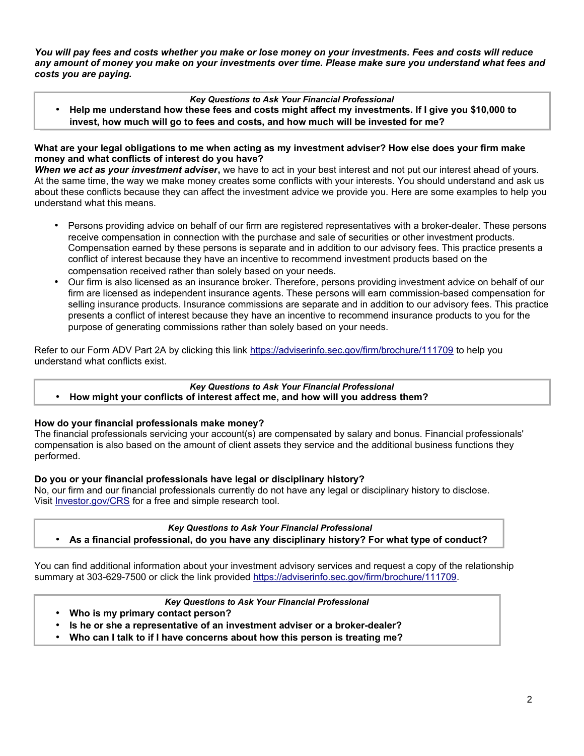***You will pay fees and costs whether you make or lose money on your investments. Fees and costs will reduce any amount of money you make on your investments over time. Please make sure you understand what fees and costs you are paying.***

> ***Key Questions to Ask Your Financial Professional***
> - **Help me understand how these fees and costs might affect my investments. If I give you $10,000 to invest, how much will go to fees and costs, and how much will be invested for me?**

**What are your legal obligations to me when acting as my investment adviser? How else does your firm make money and what conflicts of interest do you have?**

***When we act as your investment adviser*, **we have to act in your best interest and not put our interest ahead of yours. At the same time, the way we make money creates some conflicts with your interests. You should understand and ask us about these conflicts because they can affect the investment advice we provide you. Here are some examples to help you understand what this means.

- Persons providing advice on behalf of our firm are registered representatives with a broker-dealer. These persons receive compensation in connection with the purchase and sale of securities or other investment products. Compensation earned by these persons is separate and in addition to our advisory fees. This practice presents a conflict of interest because they have an incentive to recommend investment products based on the compensation received rather than solely based on your needs.
- Our firm is also licensed as an insurance broker. Therefore, persons providing investment advice on behalf of our firm are licensed as independent insurance agents. These persons will earn commission-based compensation for selling insurance products. Insurance commissions are separate and in addition to our advisory fees. This practice presents a conflict of interest because they have an incentive to recommend insurance products to you for the purpose of generating commissions rather than solely based on your needs.

Refer to our Form ADV Part 2A by clicking this link https://adviserinfo.sec.gov/firm/brochure/111709 to help you understand what conflicts exist.

> ***Key Questions to Ask Your Financial Professional***
> - **How might your conflicts of interest affect me, and how will you address them?**

**How do your financial professionals make money?**

The financial professionals servicing your account(s) are compensated by salary and bonus. Financial professionals' compensation is also based on the amount of client assets they service and the additional business functions they performed.

**Do you or your financial professionals have legal or disciplinary history?**

No, our firm and our financial professionals currently do not have any legal or disciplinary history to disclose. Visit Investor.gov/CRS for a free and simple research tool.

> ***Key Questions to Ask Your Financial Professional***
> - **As a financial professional, do you have any disciplinary history? For what type of conduct?**

You can find additional information about your investment advisory services and request a copy of the relationship summary at 303-629-7500 or click the link provided https://adviserinfo.sec.gov/firm/brochure/111709.

> ***Key Questions to Ask Your Financial Professional***
> - **Who is my primary contact person?**
> - **Is he or she a representative of an investment adviser or a broker-dealer?**
> - **Who can I talk to if I have concerns about how this person is treating me?**